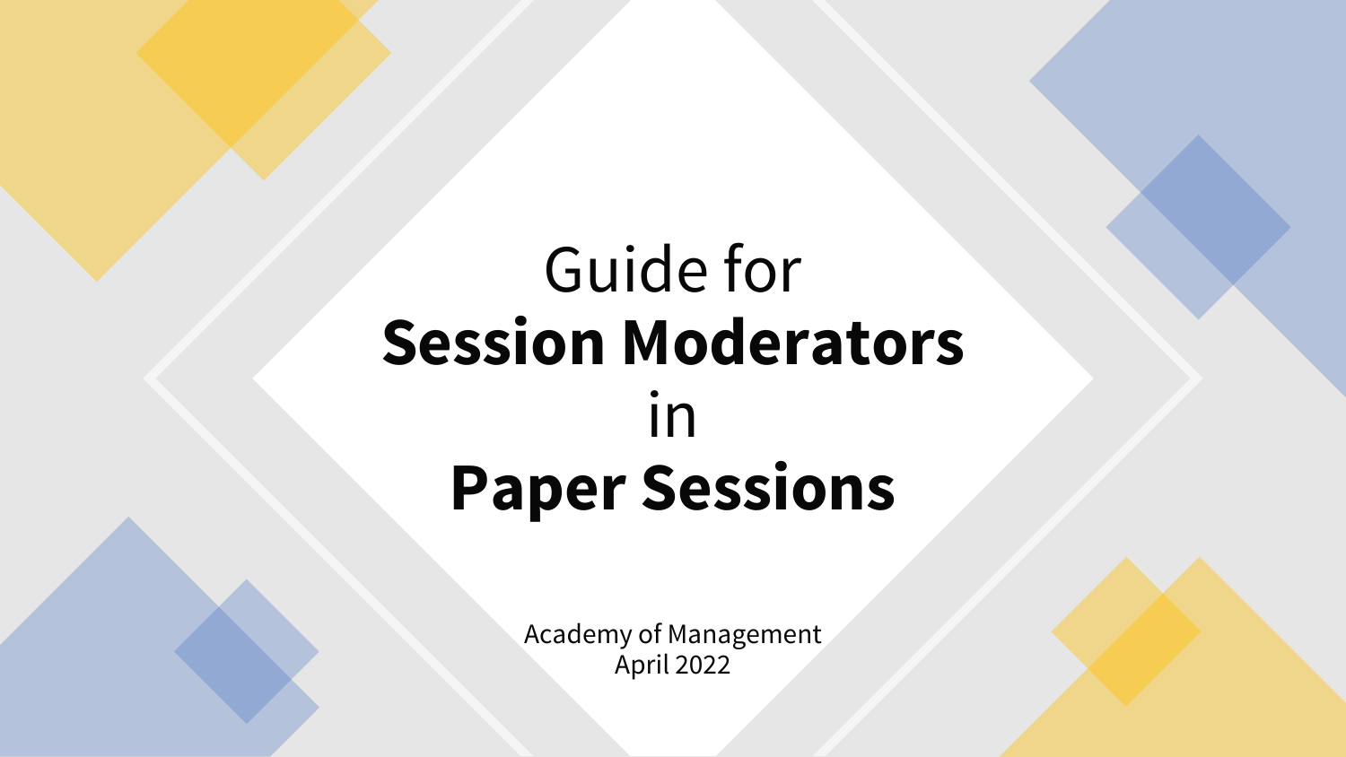# Guide for **Session Moderators** in **Paper Sessions**

Academy of Management
April 2022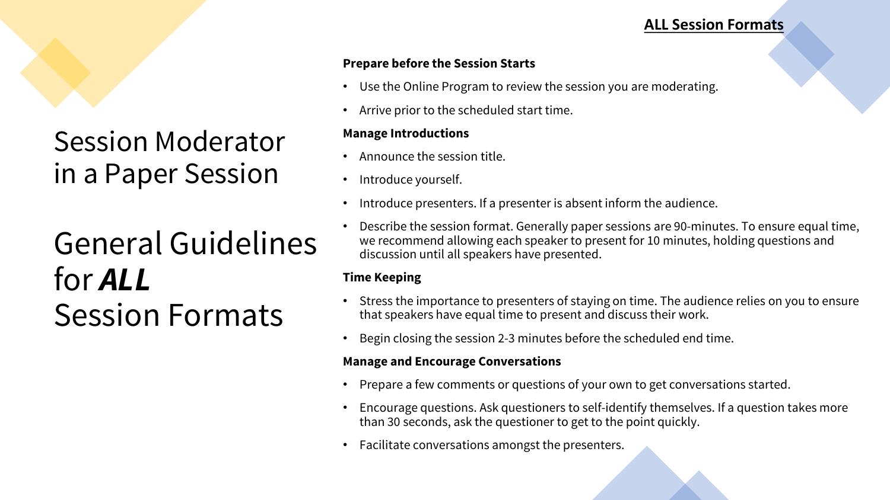**ALL Session Formats**

# Session Moderator in a Paper Session

# General Guidelines for ***ALL*** Session Formats

**Prepare before the Session Starts**

- Use the Online Program to review the session you are moderating.
- Arrive prior to the scheduled start time.

**Manage Introductions**

- Announce the session title.
- Introduce yourself.
- Introduce presenters. If a presenter is absent inform the audience.
- Describe the session format. Generally paper sessions are 90-minutes. To ensure equal time, we recommend allowing each speaker to present for 10 minutes, holding questions and discussion until all speakers have presented.

**Time Keeping**

- Stress the importance to presenters of staying on time. The audience relies on you to ensure that speakers have equal time to present and discuss their work.
- Begin closing the session 2-3 minutes before the scheduled end time.

**Manage and Encourage Conversations**

- Prepare a few comments or questions of your own to get conversations started.
- Encourage questions. Ask questioners to self-identify themselves. If a question takes more than 30 seconds, ask the questioner to get to the point quickly.
- Facilitate conversations amongst the presenters.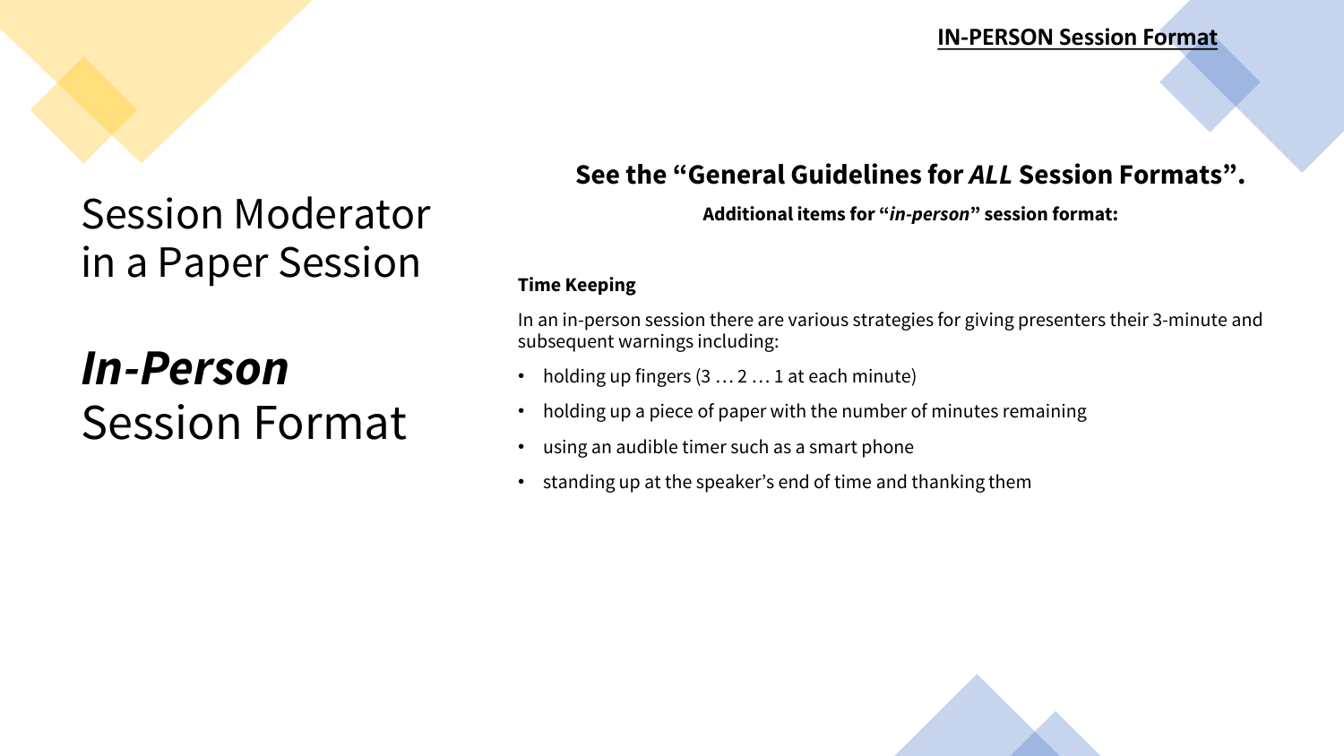**IN-PERSON Session Format**

# Session Moderator in a Paper Session

# ***In-Person*** Session Format

## See the "General Guidelines for *ALL* Session Formats".

**Additional items for "*in-person*" session format:**

**Time Keeping**

In an in-person session there are various strategies for giving presenters their 3-minute and subsequent warnings including:

- holding up fingers (3 … 2 … 1 at each minute)
- holding up a piece of paper with the number of minutes remaining
- using an audible timer such as a smart phone
- standing up at the speaker's end of time and thanking them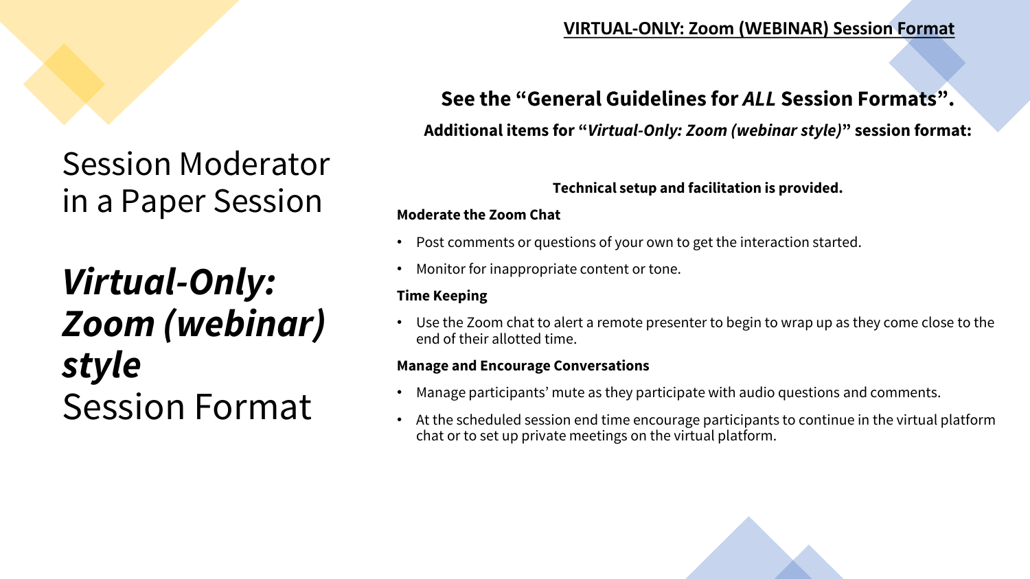**VIRTUAL-ONLY: Zoom (WEBINAR) Session Format**

# Session Moderator in a Paper Session

# ***Virtual-Only: Zoom (webinar) style*** Session Format

**See the "General Guidelines for *ALL* Session Formats".**

**Additional items for "*Virtual-Only: Zoom (webinar style)*" session format:**

**Technical setup and facilitation is provided.**

**Moderate the Zoom Chat**

- Post comments or questions of your own to get the interaction started.
- Monitor for inappropriate content or tone.

**Time Keeping**

- Use the Zoom chat to alert a remote presenter to begin to wrap up as they come close to the end of their allotted time.

**Manage and Encourage Conversations**

- Manage participants' mute as they participate with audio questions and comments.
- At the scheduled session end time encourage participants to continue in the virtual platform chat or to set up private meetings on the virtual platform.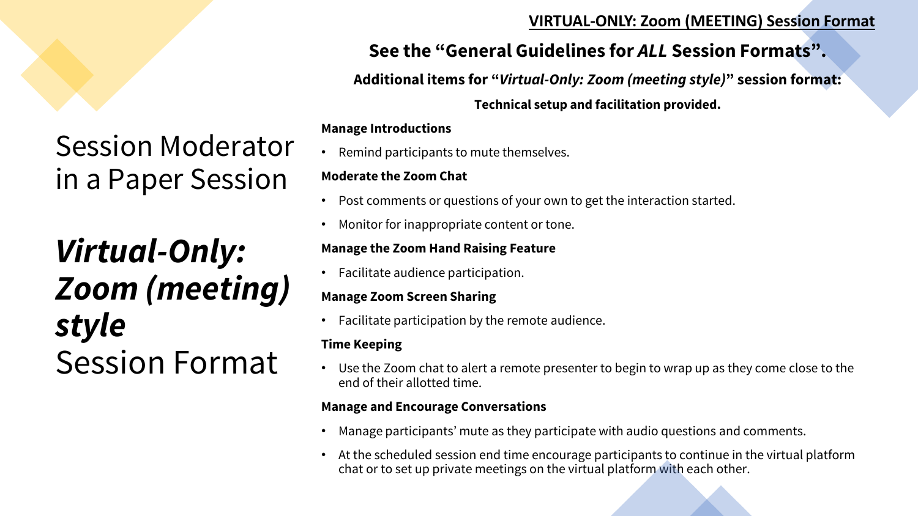# Session Moderator in a Paper Session

# ***Virtual-Only: Zoom (meeting) style*** Session Format

**<u>VIRTUAL-ONLY: Zoom (MEETING) Session Format</u>**

## See the "General Guidelines for *ALL* Session Formats".

**Additional items for "*Virtual-Only: Zoom (meeting style)*" session format:**

**Technical setup and facilitation provided.**

**Manage Introductions**

- Remind participants to mute themselves.

**Moderate the Zoom Chat**

- Post comments or questions of your own to get the interaction started.
- Monitor for inappropriate content or tone.

**Manage the Zoom Hand Raising Feature**

- Facilitate audience participation.

**Manage Zoom Screen Sharing**

- Facilitate participation by the remote audience.

**Time Keeping**

- Use the Zoom chat to alert a remote presenter to begin to wrap up as they come close to the end of their allotted time.

**Manage and Encourage Conversations**

- Manage participants' mute as they participate with audio questions and comments.
- At the scheduled session end time encourage participants to continue in the virtual platform chat or to set up private meetings on the virtual platform with each other.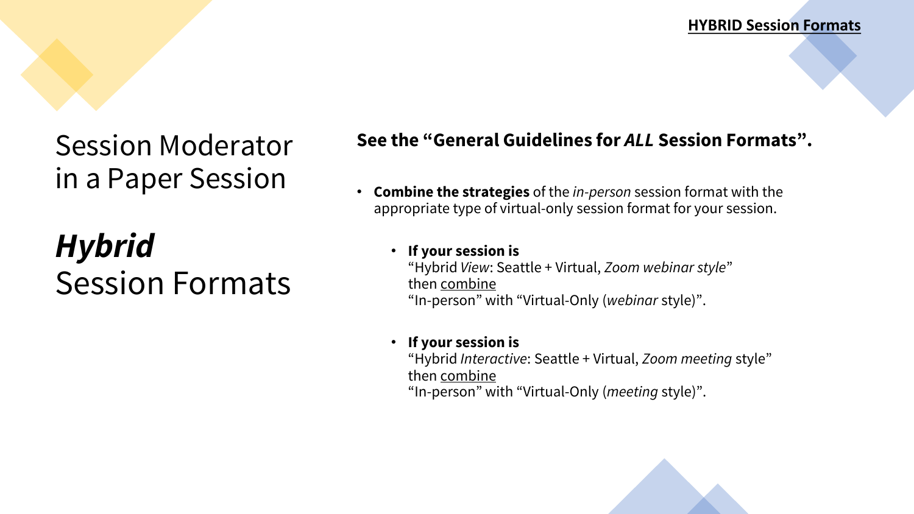**HYBRID Session Formats**

# Session Moderator in a Paper Session

# ***Hybrid*** Session Formats

**See the "General Guidelines for *ALL* Session Formats".**

- **Combine the strategies** of the *in-person* session format with the appropriate type of virtual-only session format for your session.
  - **If your session is**
    "Hybrid *View*: Seattle + Virtual, *Zoom webinar style*"
    then combine
    "In-person" with "Virtual-Only (*webinar* style)".
  - **If your session is**
    "Hybrid *Interactive*: Seattle + Virtual, *Zoom meeting* style"
    then combine
    "In-person" with "Virtual-Only (*meeting* style)".